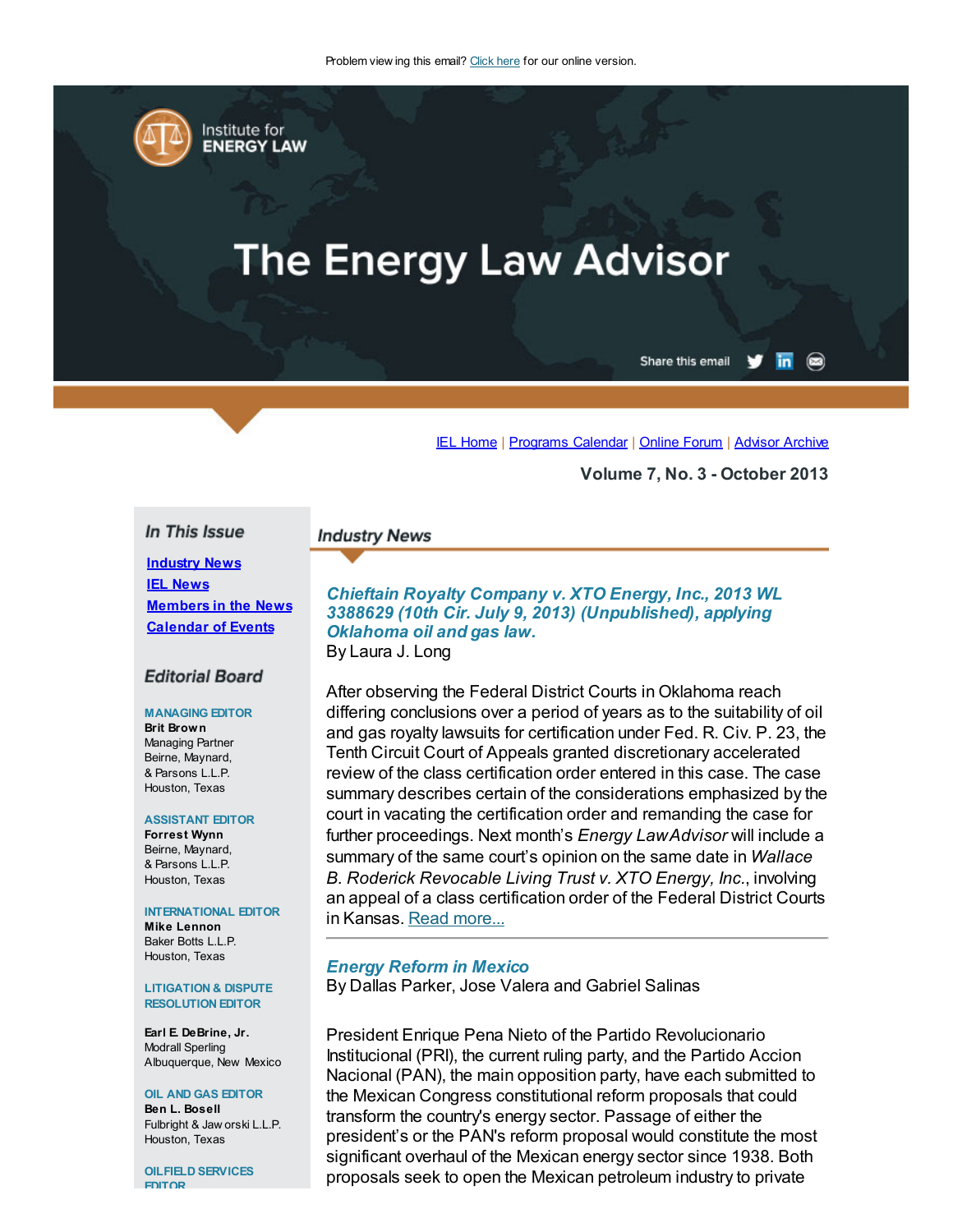Problem viewing this email? [Click here](#) for our online version.

Institute for ENERGY LAW

# The Energy Law Advisor

Share this email

[IEL Home](#) | [Programs Calendar](#) | [Online Forum](#) | [Advisor Archive](#)

**Volume 7, No. 3 - October 2013**

## In This Issue

- [Industry News](#)
- [IEL News](#)
- [Members in the News](#)
- [Calendar of Events](#)

## Editorial Board

**MANAGING EDITOR**
**Brit Brown**
Managing Partner
Beirne, Maynard, & Parsons L.L.P.
Houston, Texas

**ASSISTANT EDITOR**
**Forrest Wynn**
Beirne, Maynard, & Parsons L.L.P.
Houston, Texas

**INTERNATIONAL EDITOR**
**Mike Lennon**
Baker Botts L.L.P.
Houston, Texas

**LITIGATION & DISPUTE RESOLUTION EDITOR**

**Earl E. DeBrine, Jr.**
Modrall Sperling
Albuquerque, New Mexico

**OIL AND GAS EDITOR**
**Ben L. Bosell**
Fulbright & Jaworski L.L.P.
Houston, Texas

**OILFIELD SERVICES EDITOR**

## Industry News

### *Chieftain Royalty Company v. XTO Energy, Inc., 2013 WL 3388629 (10th Cir. July 9, 2013) (Unpublished), applying Oklahoma oil and gas law.*

By Laura J. Long

After observing the Federal District Courts in Oklahoma reach differing conclusions over a period of years as to the suitability of oil and gas royalty lawsuits for certification under Fed. R. Civ. P. 23, the Tenth Circuit Court of Appeals granted discretionary accelerated review of the class certification order entered in this case. The case summary describes certain of the considerations emphasized by the court in vacating the certification order and remanding the case for further proceedings. Next month's *Energy Law Advisor* will include a summary of the same court's opinion on the same date in *Wallace B. Roderick Revocable Living Trust v. XTO Energy, Inc.*, involving an appeal of a class certification order of the Federal District Courts in Kansas. [Read more...](#)

### *Energy Reform in Mexico*

By Dallas Parker, Jose Valera and Gabriel Salinas

President Enrique Pena Nieto of the Partido Revolucionario Institucional (PRI), the current ruling party, and the Partido Accion Nacional (PAN), the main opposition party, have each submitted to the Mexican Congress constitutional reform proposals that could transform the country's energy sector. Passage of either the president's or the PAN's reform proposal would constitute the most significant overhaul of the Mexican energy sector since 1938. Both proposals seek to open the Mexican petroleum industry to private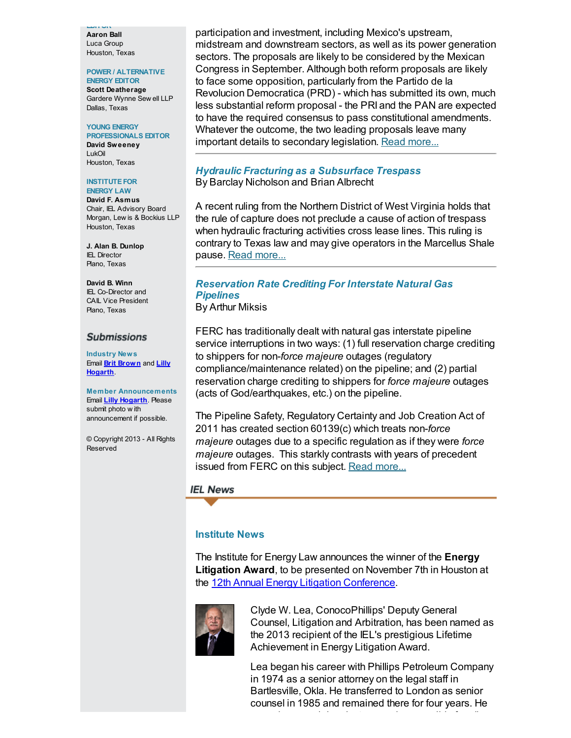EDITOR
**Aaron Ball**
Luca Group
Houston, Texas

POWER / ALTERNATIVE ENERGY EDITOR
**Scott Deatherage**
Gardere Wynne Sewell LLP
Dallas, Texas

YOUNG ENERGY PROFESSIONALS EDITOR
**David Sweeney**
LukOil
Houston, Texas

INSTITUTE FOR ENERGY LAW
**David F. Asmus**
Chair, IEL Advisory Board
Morgan, Lewis & Bockius LLP
Houston, Texas

**J. Alan B. Dunlop**
IEL Director
Plano, Texas

**David B. Winn**
IEL Co-Director and
CAIL Vice President
Plano, Texas

## Submissions

**Industry News**
Email **Brit Brown** and **Lilly Hogarth**.

**Member Announcements**
Email **Lilly Hogarth**. Please submit photo with announcement if possible.

© Copyright 2013 - All Rights Reserved

participation and investment, including Mexico's upstream, midstream and downstream sectors, as well as its power generation sectors. The proposals are likely to be considered by the Mexican Congress in September. Although both reform proposals are likely to face some opposition, particularly from the Partido de la Revolucion Democratica (PRD) - which has submitted its own, much less substantial reform proposal - the PRI and the PAN are expected to have the required consensus to pass constitutional amendments. Whatever the outcome, the two leading proposals leave many important details to secondary legislation. Read more...

---

### *Hydraulic Fracturing as a Subsurface Trespass*

By Barclay Nicholson and Brian Albrecht

A recent ruling from the Northern District of West Virginia holds that the rule of capture does not preclude a cause of action of trespass when hydraulic fracturing activities cross lease lines. This ruling is contrary to Texas law and may give operators in the Marcellus Shale pause. Read more...

---

### *Reservation Rate Crediting For Interstate Natural Gas Pipelines*

By Arthur Miksis

FERC has traditionally dealt with natural gas interstate pipeline service interruptions in two ways: (1) full reservation charge crediting to shippers for non-*force majeure* outages (regulatory compliance/maintenance related) on the pipeline; and (2) partial reservation charge crediting to shippers for *force majeure* outages (acts of God/earthquakes, etc.) on the pipeline.

The Pipeline Safety, Regulatory Certainty and Job Creation Act of 2011 has created section 60139(c) which treats non-*force majeure* outages due to a specific regulation as if they were *force majeure* outages.  This starkly contrasts with years of precedent issued from FERC on this subject. Read more...

## IEL News

### Institute News

The Institute for Energy Law announces the winner of the **Energy Litigation Award**, to be presented on November 7th in Houston at the 12th Annual Energy Litigation Conference.

Clyde W. Lea, ConocoPhillips' Deputy General Counsel, Litigation and Arbitration, has been named as the 2013 recipient of the IEL's prestigious Lifetime Achievement in Energy Litigation Award.

Lea began his career with Phillips Petroleum Company in 1974 as a senior attorney on the legal staff in Bartlesville, Okla. He transferred to London as senior counsel in 1985 and remained there for four years. He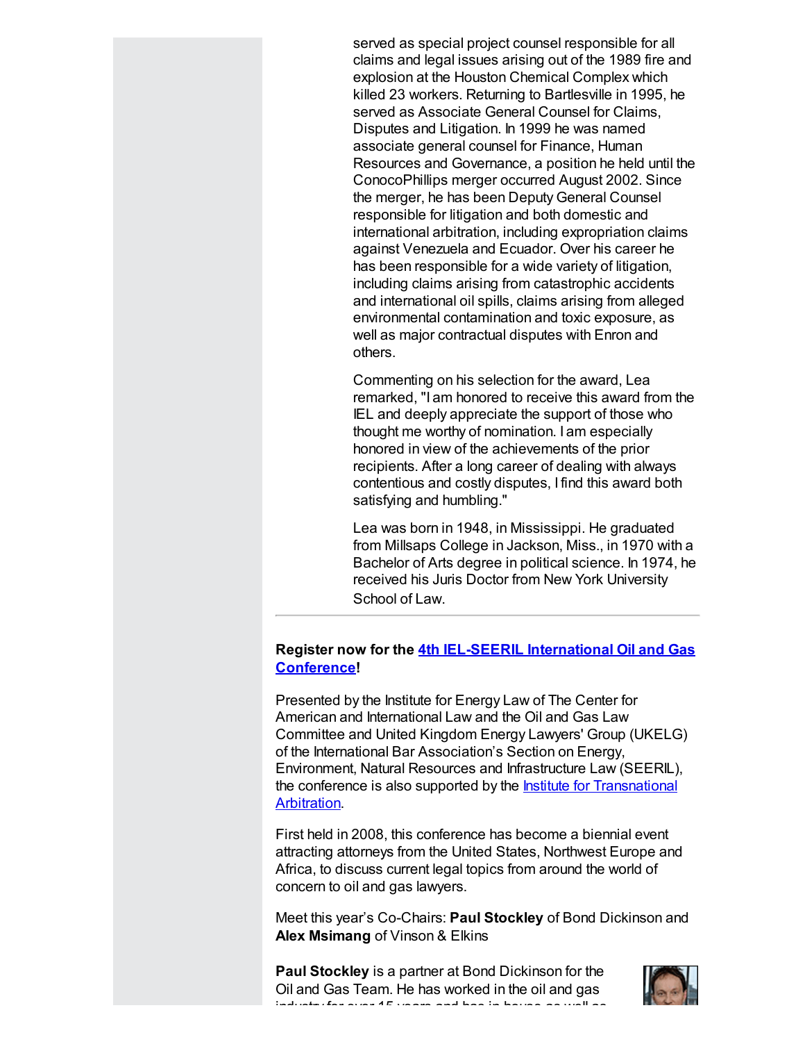served as special project counsel responsible for all claims and legal issues arising out of the 1989 fire and explosion at the Houston Chemical Complex which killed 23 workers. Returning to Bartlesville in 1995, he served as Associate General Counsel for Claims, Disputes and Litigation. In 1999 he was named associate general counsel for Finance, Human Resources and Governance, a position he held until the ConocoPhillips merger occurred August 2002. Since the merger, he has been Deputy General Counsel responsible for litigation and both domestic and international arbitration, including expropriation claims against Venezuela and Ecuador. Over his career he has been responsible for a wide variety of litigation, including claims arising from catastrophic accidents and international oil spills, claims arising from alleged environmental contamination and toxic exposure, as well as major contractual disputes with Enron and others.

Commenting on his selection for the award, Lea remarked, "I am honored to receive this award from the IEL and deeply appreciate the support of those who thought me worthy of nomination. I am especially honored in view of the achievements of the prior recipients. After a long career of dealing with always contentious and costly disputes, I find this award both satisfying and humbling."

Lea was born in 1948, in Mississippi. He graduated from Millsaps College in Jackson, Miss., in 1970 with a Bachelor of Arts degree in political science. In 1974, he received his Juris Doctor from New York University School of Law.

---

**Register now for the [4th IEL-SEERIL International Oil and Gas Conference](#)!**

Presented by the Institute for Energy Law of The Center for American and International Law and the Oil and Gas Law Committee and United Kingdom Energy Lawyers' Group (UKELG) of the International Bar Association's Section on Energy, Environment, Natural Resources and Infrastructure Law (SEERIL), the conference is also supported by the [Institute for Transnational Arbitration](#).

First held in 2008, this conference has become a biennial event attracting attorneys from the United States, Northwest Europe and Africa, to discuss current legal topics from around the world of concern to oil and gas lawyers.

Meet this year's Co-Chairs: **Paul Stockley** of Bond Dickinson and **Alex Msimang** of Vinson & Elkins

**Paul Stockley** is a partner at Bond Dickinson for the Oil and Gas Team. He has worked in the oil and gas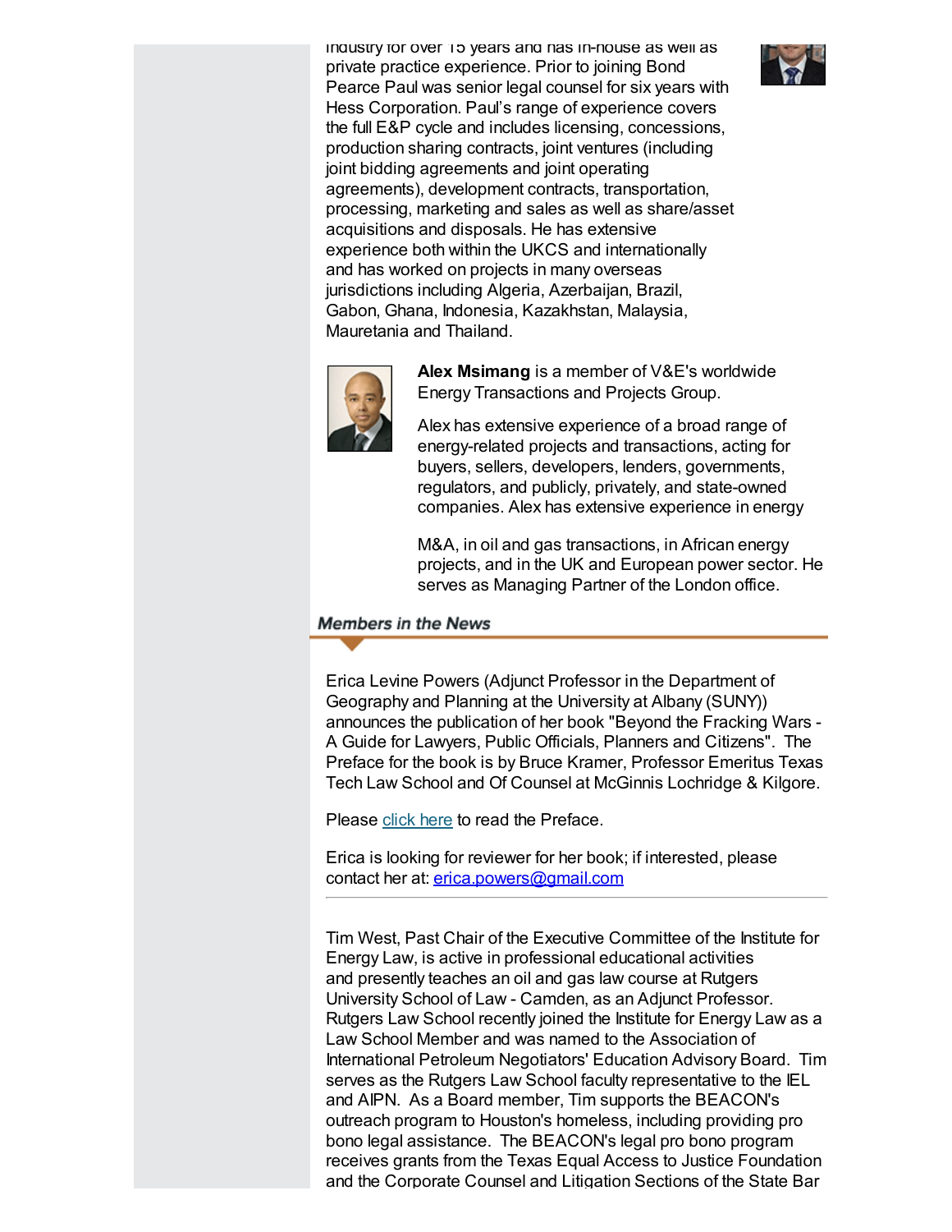industry for over 15 years and has in-house as well as private practice experience. Prior to joining Bond Pearce Paul was senior legal counsel for six years with Hess Corporation. Paul's range of experience covers the full E&P cycle and includes licensing, concessions, production sharing contracts, joint ventures (including joint bidding agreements and joint operating agreements), development contracts, transportation, processing, marketing and sales as well as share/asset acquisitions and disposals. He has extensive experience both within the UKCS and internationally and has worked on projects in many overseas jurisdictions including Algeria, Azerbaijan, Brazil, Gabon, Ghana, Indonesia, Kazakhstan, Malaysia, Mauretania and Thailand.

**Alex Msimang** is a member of V&E's worldwide Energy Transactions and Projects Group.

Alex has extensive experience of a broad range of energy-related projects and transactions, acting for buyers, sellers, developers, lenders, governments, regulators, and publicly, privately, and state-owned companies. Alex has extensive experience in energy

M&A, in oil and gas transactions, in African energy projects, and in the UK and European power sector. He serves as Managing Partner of the London office.

## *Members in the News*

Erica Levine Powers (Adjunct Professor in the Department of Geography and Planning at the University at Albany (SUNY)) announces the publication of her book "Beyond the Fracking Wars - A Guide for Lawyers, Public Officials, Planners and Citizens". The Preface for the book is by Bruce Kramer, Professor Emeritus Texas Tech Law School and Of Counsel at McGinnis Lochridge & Kilgore.

Please click here to read the Preface.

Erica is looking for reviewer for her book; if interested, please contact her at: erica.powers@gmail.com

---

Tim West, Past Chair of the Executive Committee of the Institute for Energy Law, is active in professional educational activities and presently teaches an oil and gas law course at Rutgers University School of Law - Camden, as an Adjunct Professor. Rutgers Law School recently joined the Institute for Energy Law as a Law School Member and was named to the Association of International Petroleum Negotiators' Education Advisory Board. Tim serves as the Rutgers Law School faculty representative to the IEL and AIPN. As a Board member, Tim supports the BEACON's outreach program to Houston's homeless, including providing pro bono legal assistance. The BEACON's legal pro bono program receives grants from the Texas Equal Access to Justice Foundation and the Corporate Counsel and Litigation Sections of the State Bar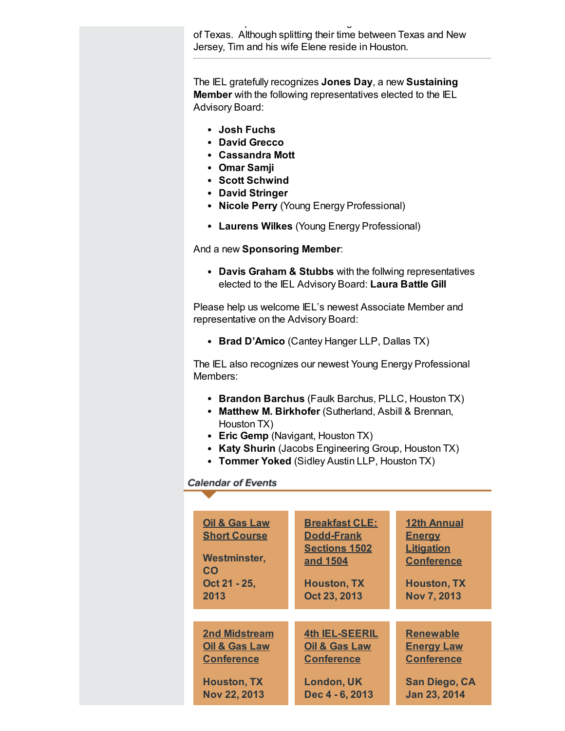of Texas. Although splitting their time between Texas and New Jersey, Tim and his wife Elene reside in Houston.

---

The IEL gratefully recognizes **Jones Day**, a new **Sustaining Member** with the following representatives elected to the IEL Advisory Board:

- **Josh Fuchs**
- **David Grecco**
- **Cassandra Mott**
- **Omar Samji**
- **Scott Schwind**
- **David Stringer**
- **Nicole Perry** (Young Energy Professional)
- **Laurens Wilkes** (Young Energy Professional)

And a new **Sponsoring Member**:

- **Davis Graham & Stubbs** with the follwing representatives elected to the IEL Advisory Board: **Laura Battle Gill**

Please help us welcome IEL's newest Associate Member and representative on the Advisory Board:

- **Brad D'Amico** (Cantey Hanger LLP, Dallas TX)

The IEL also recognizes our newest Young Energy Professional Members:

- **Brandon Barchus** (Faulk Barchus, PLLC, Houston TX)
- **Matthew M. Birkhofer** (Sutherland, Asbill & Brennan, Houston TX)
- **Eric Gemp** (Navigant, Houston TX)
- **Katy Shurin** (Jacobs Engineering Group, Houston TX)
- **Tommer Yoked** (Sidley Austin LLP, Houston TX)

## *Calendar of Events*

| | | |
|---|---|---|
| **Oil & Gas Law Short Course**<br><br>**Westminster, CO**<br>**Oct 21 - 25, 2013** | **Breakfast CLE: Dodd-Frank Sections 1502 and 1504**<br><br>**Houston, TX**<br>**Oct 23, 2013** | **12th Annual Energy Litigation Conference**<br><br>**Houston, TX**<br>**Nov 7, 2013** |
| **2nd Midstream Oil & Gas Law Conference**<br><br>**Houston, TX**<br>**Nov 22, 2013** | **4th IEL-SEERIL Oil & Gas Law Conference**<br><br>**London, UK**<br>**Dec 4 - 6, 2013** | **Renewable Energy Law Conference**<br><br>**San Diego, CA**<br>**Jan 23, 2014** |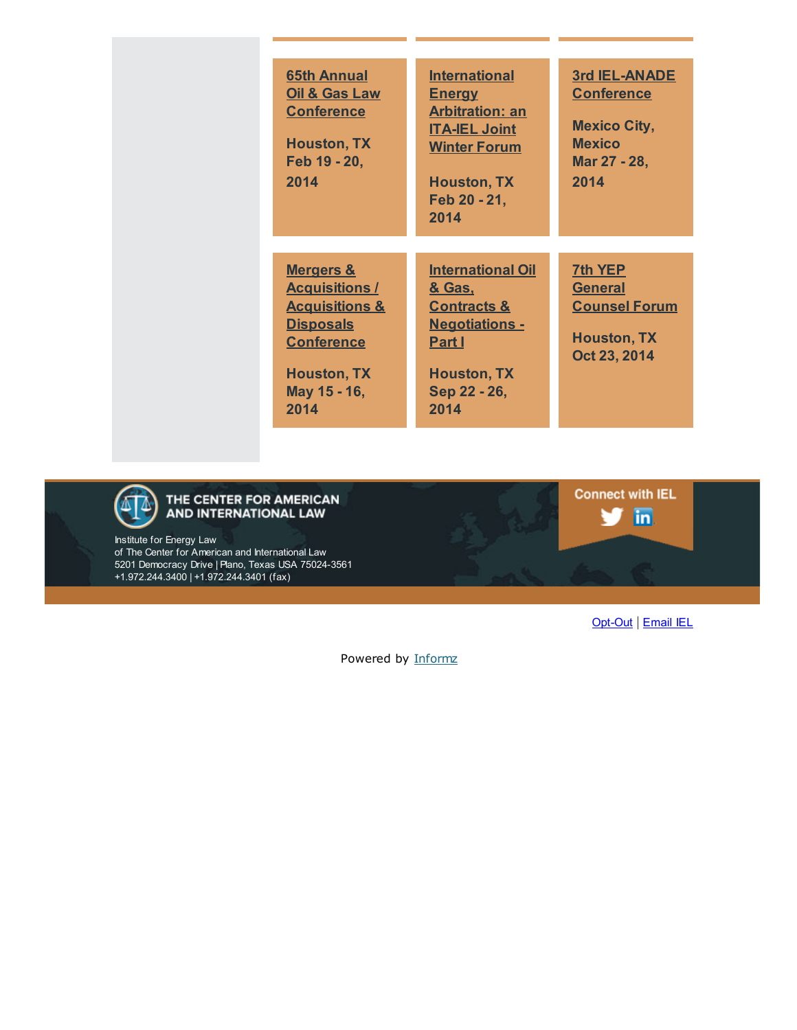**65th Annual Oil & Gas Law Conference**

**Houston, TX**
**Feb 19 - 20, 2014**

**International Energy Arbitration: an ITA-IEL Joint Winter Forum**

**Houston, TX**
**Feb 20 - 21, 2014**

**3rd IEL-ANADE Conference**

**Mexico City, Mexico**
**Mar 27 - 28, 2014**

**Mergers & Acquisitions / Acquisitions & Disposals Conference**

**Houston, TX**
**May 15 - 16, 2014**

**International Oil & Gas, Contracts & Negotiations - Part I**

**Houston, TX**
**Sep 22 - 26, 2014**

**7th YEP General Counsel Forum**

**Houston, TX**
**Oct 23, 2014**

THE CENTER FOR AMERICAN AND INTERNATIONAL LAW

Institute for Energy Law
of The Center for American and International Law
5201 Democracy Drive | Plano, Texas USA 75024-3561
+1.972.244.3400 | +1.972.244.3401 (fax)

Connect with IEL

Opt-Out | Email IEL

Powered by Informz